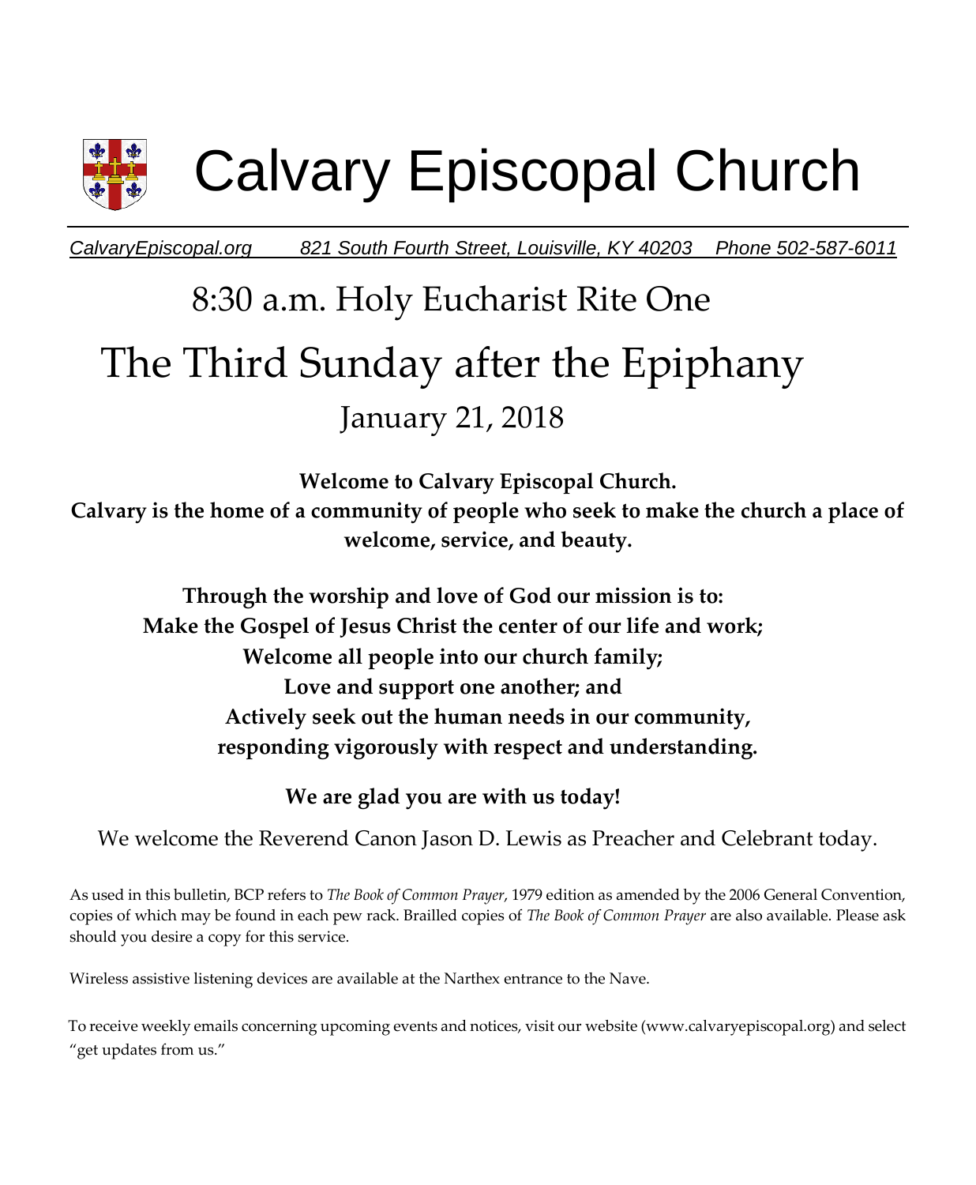# Calvary Episcopal Church

*CalvaryEpiscopal.org      821 South Fourth Street, Louisville, KY 40203    Phone 502-587-6011*

## 8:30 a.m. Holy Eucharist Rite One

# The Third Sunday after the Epiphany

## January 21, 2018

**Welcome to Calvary Episcopal Church.**
**Calvary is the home of a community of people who seek to make the church a place of welcome, service, and beauty.**

**Through the worship and love of God our mission is to:**
**Make the Gospel of Jesus Christ the center of our life and work;**
**Welcome all people into our church family;**
**Love and support one another; and**
**Actively seek out the human needs in our community,**
**responding vigorously with respect and understanding.**

**We are glad you are with us today!**

We welcome the Reverend Canon Jason D. Lewis as Preacher and Celebrant today.

As used in this bulletin, BCP refers to *The Book of Common Prayer*, 1979 edition as amended by the 2006 General Convention, copies of which may be found in each pew rack. Brailled copies of *The Book of Common Prayer* are also available. Please ask should you desire a copy for this service.

Wireless assistive listening devices are available at the Narthex entrance to the Nave.

To receive weekly emails concerning upcoming events and notices, visit our website (www.calvaryepiscopal.org) and select "get updates from us."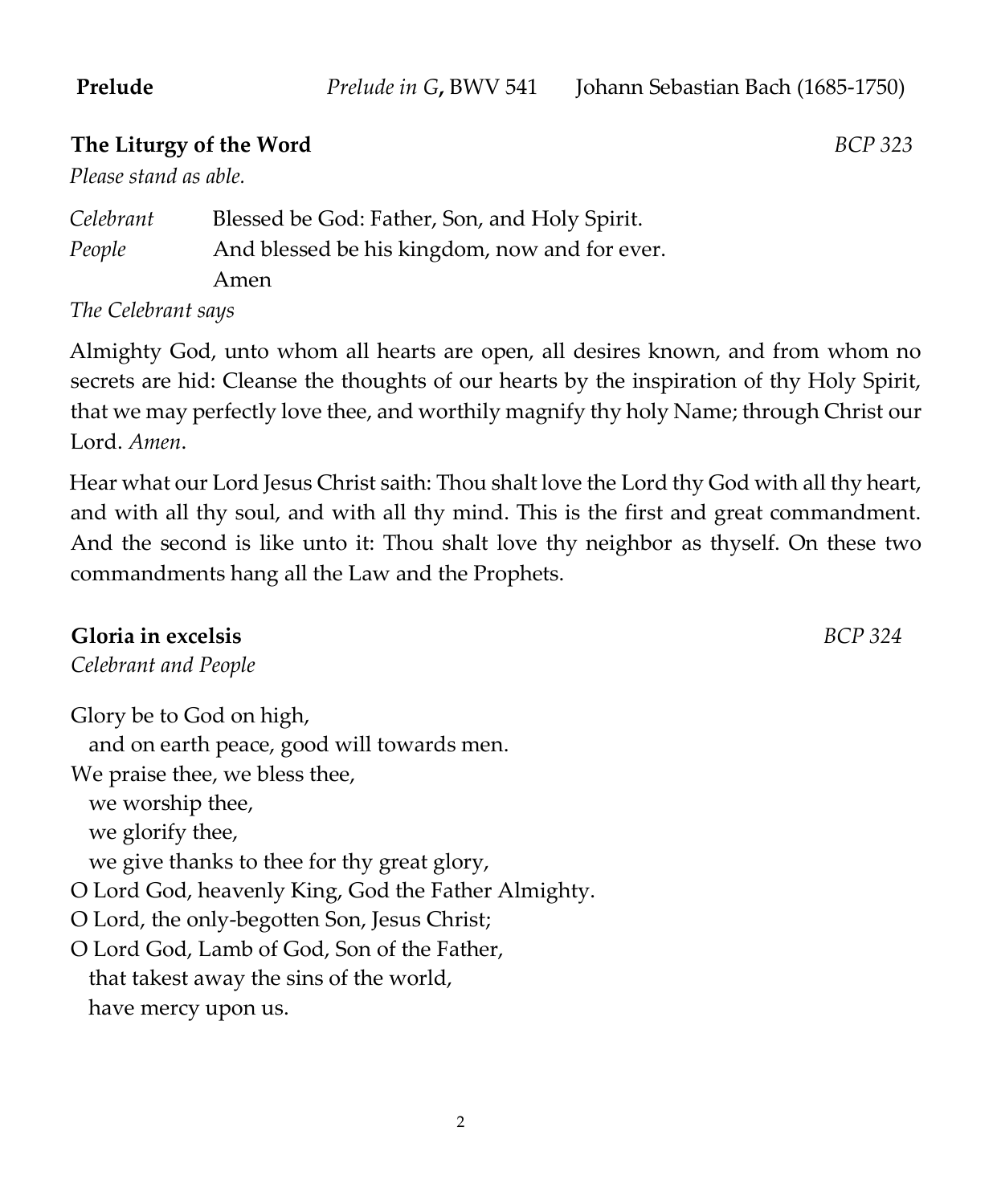**Prelude** *Prelude in G*, BWV 541 Johann Sebastian Bach (1685-1750)

**The Liturgy of the Word** *BCP 323*

*Please stand as able.*

*Celebrant* Blessed be God: Father, Son, and Holy Spirit.
*People* And blessed be his kingdom, now and for ever.
Amen

*The Celebrant says*

Almighty God, unto whom all hearts are open, all desires known, and from whom no secrets are hid: Cleanse the thoughts of our hearts by the inspiration of thy Holy Spirit, that we may perfectly love thee, and worthily magnify thy holy Name; through Christ our Lord. *Amen.*

Hear what our Lord Jesus Christ saith: Thou shalt love the Lord thy God with all thy heart, and with all thy soul, and with all thy mind. This is the first and great commandment. And the second is like unto it: Thou shalt love thy neighbor as thyself. On these two commandments hang all the Law and the Prophets.

**Gloria in excelsis** *BCP 324*

*Celebrant and People*

Glory be to God on high,
  and on earth peace, good will towards men.
We praise thee, we bless thee,
  we worship thee,
  we glorify thee,
  we give thanks to thee for thy great glory,
O Lord God, heavenly King, God the Father Almighty.
O Lord, the only-begotten Son, Jesus Christ;
O Lord God, Lamb of God, Son of the Father,
  that takest away the sins of the world,
  have mercy upon us.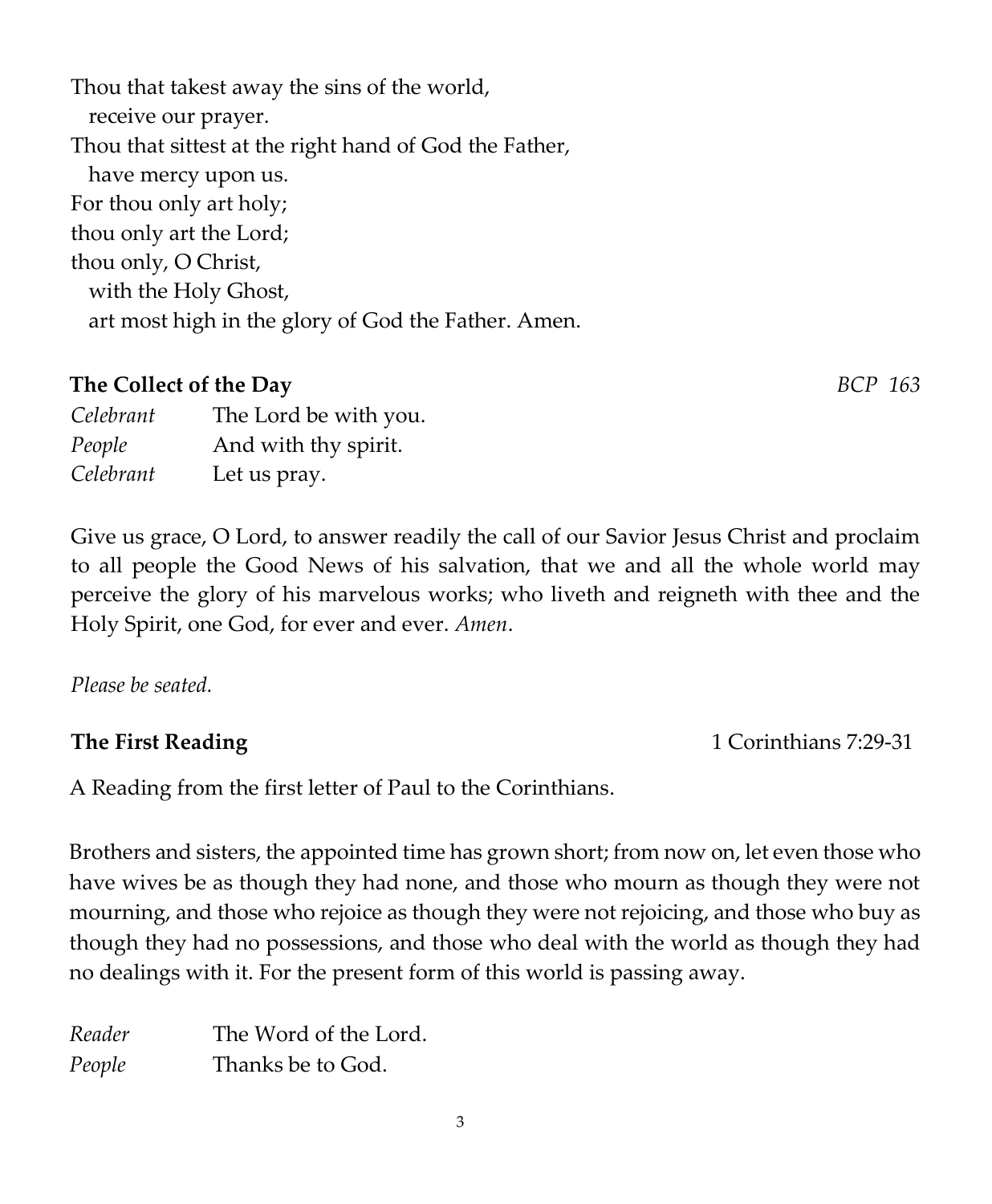Thou that takest away the sins of the world,
  receive our prayer.
Thou that sittest at the right hand of God the Father,
  have mercy upon us.
For thou only art holy;
thou only art the Lord;
thou only, O Christ,
  with the Holy Ghost,
  art most high in the glory of God the Father. Amen.

**The Collect of the Day** *BCP 163*

| | |
|---|---|
| *Celebrant* | The Lord be with you. |
| *People* | And with thy spirit. |
| *Celebrant* | Let us pray. |

Give us grace, O Lord, to answer readily the call of our Savior Jesus Christ and proclaim to all people the Good News of his salvation, that we and all the whole world may perceive the glory of his marvelous works; who liveth and reigneth with thee and the Holy Spirit, one God, for ever and ever. *Amen*.

*Please be seated.*

**The First Reading** 1 Corinthians 7:29-31

A Reading from the first letter of Paul to the Corinthians.

Brothers and sisters, the appointed time has grown short; from now on, let even those who have wives be as though they had none, and those who mourn as though they were not mourning, and those who rejoice as though they were not rejoicing, and those who buy as though they had no possessions, and those who deal with the world as though they had no dealings with it. For the present form of this world is passing away.

| | |
|---|---|
| *Reader* | The Word of the Lord. |
| *People* | Thanks be to God. |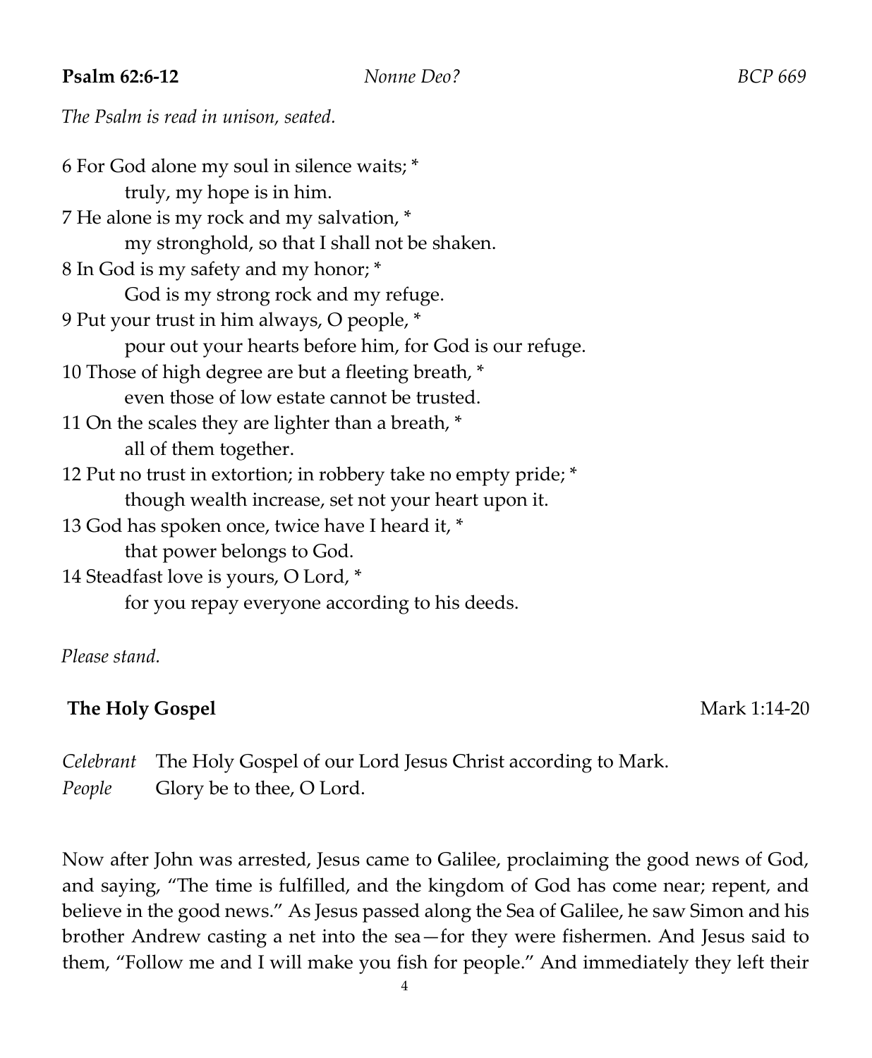**Psalm 62:6-12** *Nonne Deo?* *BCP 669*

*The Psalm is read in unison, seated.*

6 For God alone my soul in silence waits; *
 truly, my hope is in him.
7 He alone is my rock and my salvation, *
 my stronghold, so that I shall not be shaken.
8 In God is my safety and my honor; *
 God is my strong rock and my refuge.
9 Put your trust in him always, O people, *
 pour out your hearts before him, for God is our refuge.
10 Those of high degree are but a fleeting breath, *
 even those of low estate cannot be trusted.
11 On the scales they are lighter than a breath, *
 all of them together.
12 Put no trust in extortion; in robbery take no empty pride; *
 though wealth increase, set not your heart upon it.
13 God has spoken once, twice have I heard it, *
 that power belongs to God.
14 Steadfast love is yours, O Lord, *
 for you repay everyone according to his deeds.

*Please stand.*

**The Holy Gospel** Mark 1:14-20

*Celebrant* The Holy Gospel of our Lord Jesus Christ according to Mark.
*People* Glory be to thee, O Lord.

Now after John was arrested, Jesus came to Galilee, proclaiming the good news of God, and saying, "The time is fulfilled, and the kingdom of God has come near; repent, and believe in the good news." As Jesus passed along the Sea of Galilee, he saw Simon and his brother Andrew casting a net into the sea—for they were fishermen. And Jesus said to them, "Follow me and I will make you fish for people." And immediately they left their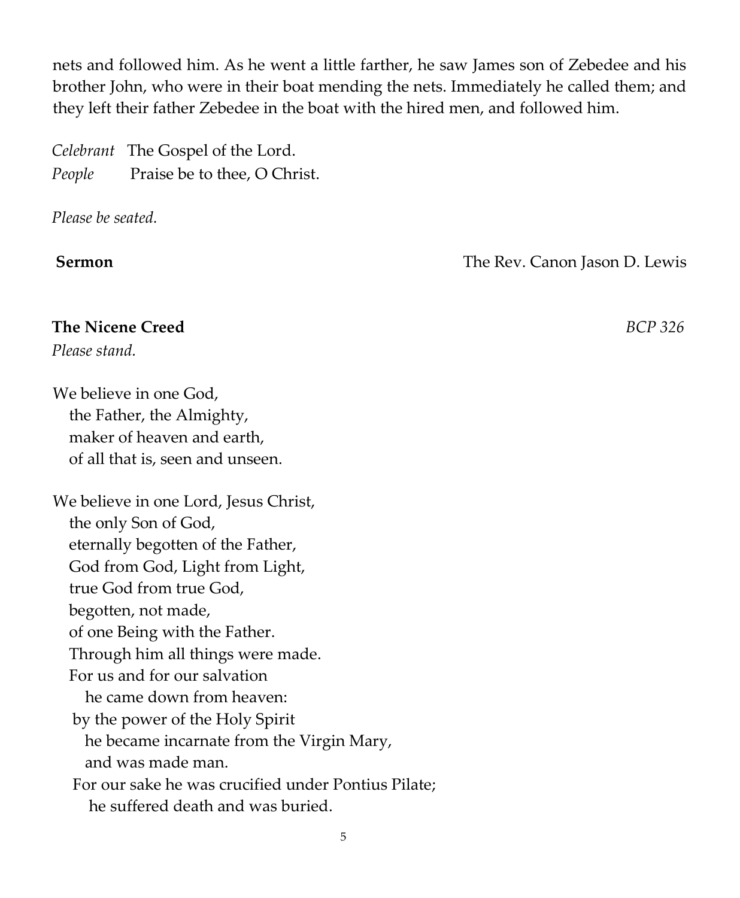nets and followed him. As he went a little farther, he saw James son of Zebedee and his brother John, who were in their boat mending the nets. Immediately he called them; and they left their father Zebedee in the boat with the hired men, and followed him.

*Celebrant* The Gospel of the Lord.
*People* Praise be to thee, O Christ.

*Please be seated.*

**Sermon** The Rev. Canon Jason D. Lewis

**The Nicene Creed** *BCP 326*

*Please stand.*

We believe in one God,
the Father, the Almighty,
maker of heaven and earth,
of all that is, seen and unseen.

We believe in one Lord, Jesus Christ,
the only Son of God,
eternally begotten of the Father,
God from God, Light from Light,
true God from true God,
begotten, not made,
of one Being with the Father.
Through him all things were made.
For us and for our salvation
he came down from heaven:
by the power of the Holy Spirit
he became incarnate from the Virgin Mary,
and was made man.
For our sake he was crucified under Pontius Pilate;
he suffered death and was buried.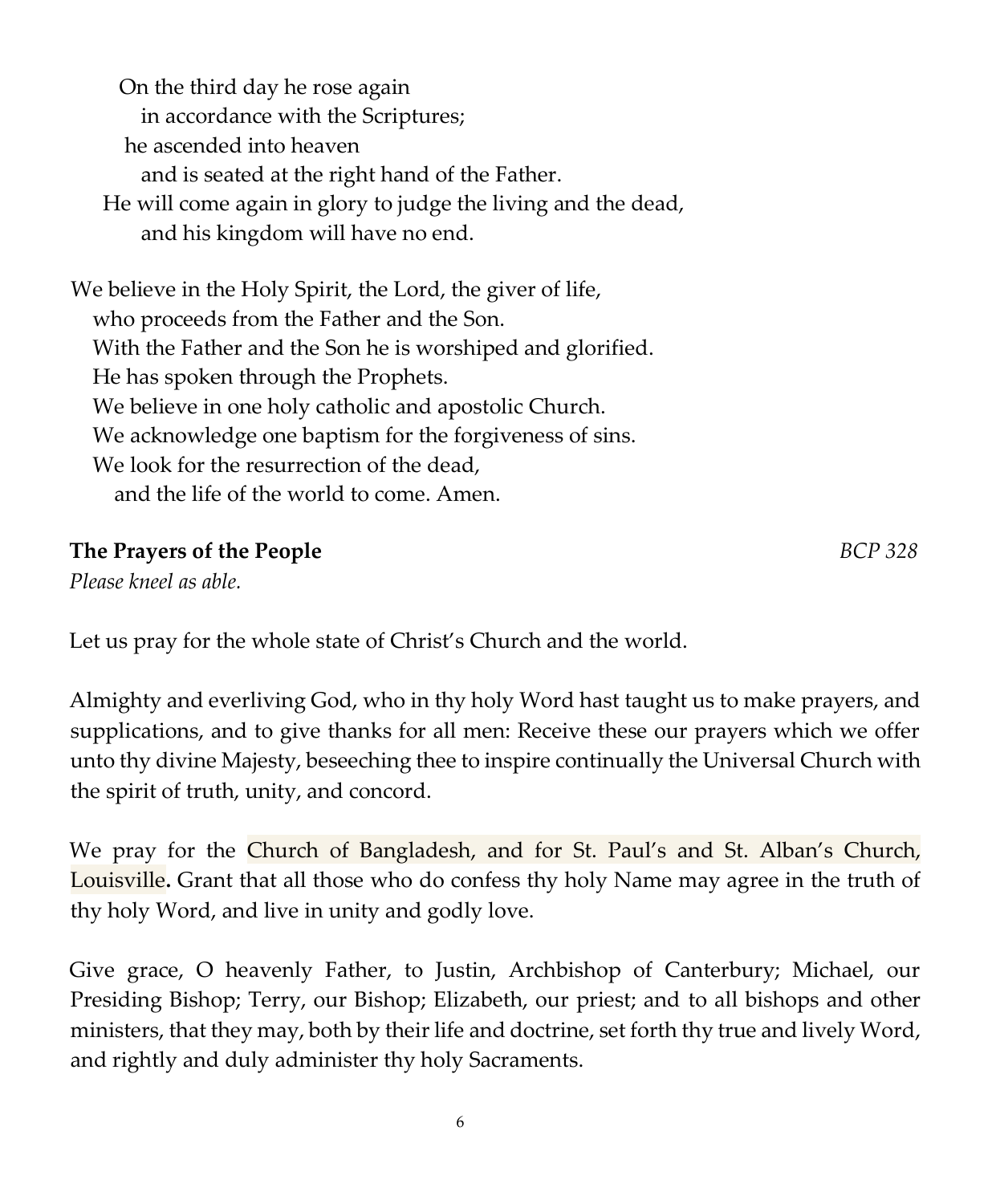On the third day he rose again
in accordance with the Scriptures;
he ascended into heaven
and is seated at the right hand of the Father.
He will come again in glory to judge the living and the dead,
and his kingdom will have no end.

We believe in the Holy Spirit, the Lord, the giver of life,
who proceeds from the Father and the Son.
With the Father and the Son he is worshiped and glorified.
He has spoken through the Prophets.
We believe in one holy catholic and apostolic Church.
We acknowledge one baptism for the forgiveness of sins.
We look for the resurrection of the dead,
and the life of the world to come. Amen.

**The Prayers of the People** *BCP 328*

*Please kneel as able.*

Let us pray for the whole state of Christ's Church and the world.

Almighty and everliving God, who in thy holy Word hast taught us to make prayers, and supplications, and to give thanks for all men: Receive these our prayers which we offer unto thy divine Majesty, beseeching thee to inspire continually the Universal Church with the spirit of truth, unity, and concord.

We pray for the Church of Bangladesh, and for St. Paul's and St. Alban's Church, Louisville**.** Grant that all those who do confess thy holy Name may agree in the truth of thy holy Word, and live in unity and godly love.

Give grace, O heavenly Father, to Justin, Archbishop of Canterbury; Michael, our Presiding Bishop; Terry, our Bishop; Elizabeth, our priest; and to all bishops and other ministers, that they may, both by their life and doctrine, set forth thy true and lively Word, and rightly and duly administer thy holy Sacraments.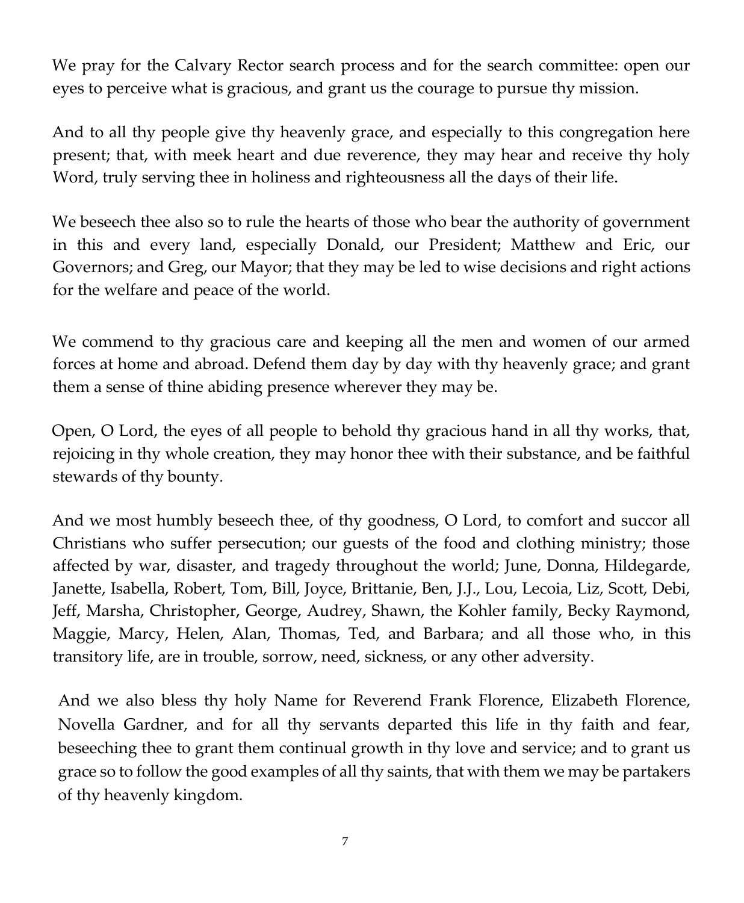We pray for the Calvary Rector search process and for the search committee: open our eyes to perceive what is gracious, and grant us the courage to pursue thy mission.

And to all thy people give thy heavenly grace, and especially to this congregation here present; that, with meek heart and due reverence, they may hear and receive thy holy Word, truly serving thee in holiness and righteousness all the days of their life.

We beseech thee also so to rule the hearts of those who bear the authority of government in this and every land, especially Donald, our President; Matthew and Eric, our Governors; and Greg, our Mayor; that they may be led to wise decisions and right actions for the welfare and peace of the world.

We commend to thy gracious care and keeping all the men and women of our armed forces at home and abroad. Defend them day by day with thy heavenly grace; and grant them a sense of thine abiding presence wherever they may be.

Open, O Lord, the eyes of all people to behold thy gracious hand in all thy works, that, rejoicing in thy whole creation, they may honor thee with their substance, and be faithful stewards of thy bounty.

And we most humbly beseech thee, of thy goodness, O Lord, to comfort and succor all Christians who suffer persecution; our guests of the food and clothing ministry; those affected by war, disaster, and tragedy throughout the world; June, Donna, Hildegarde, Janette, Isabella, Robert, Tom, Bill, Joyce, Brittanie, Ben, J.J., Lou, Lecoia, Liz, Scott, Debi, Jeff, Marsha, Christopher, George, Audrey, Shawn, the Kohler family, Becky Raymond, Maggie, Marcy, Helen, Alan, Thomas, Ted, and Barbara; and all those who, in this transitory life, are in trouble, sorrow, need, sickness, or any other adversity.

And we also bless thy holy Name for Reverend Frank Florence, Elizabeth Florence, Novella Gardner, and for all thy servants departed this life in thy faith and fear, beseeching thee to grant them continual growth in thy love and service; and to grant us grace so to follow the good examples of all thy saints, that with them we may be partakers of thy heavenly kingdom.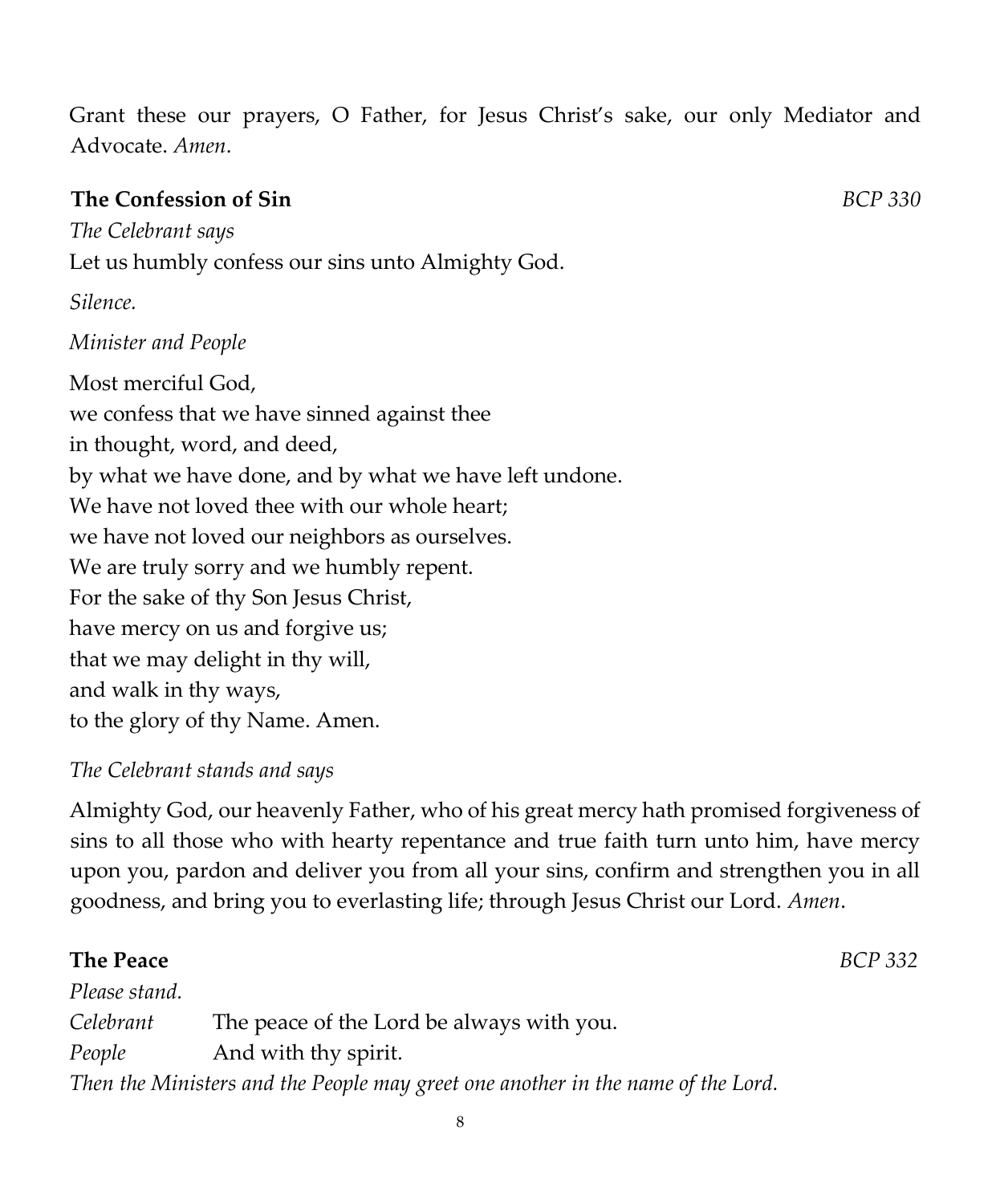Grant these our prayers, O Father, for Jesus Christ's sake, our only Mediator and Advocate. *Amen*.

**The Confession of Sin** *BCP 330*

*The Celebrant says*

Let us humbly confess our sins unto Almighty God.

*Silence.*

*Minister and People*

Most merciful God,
we confess that we have sinned against thee
in thought, word, and deed,
by what we have done, and by what we have left undone.
We have not loved thee with our whole heart;
we have not loved our neighbors as ourselves.
We are truly sorry and we humbly repent.
For the sake of thy Son Jesus Christ,
have mercy on us and forgive us;
that we may delight in thy will,
and walk in thy ways,
to the glory of thy Name. Amen.

*The Celebrant stands and says*

Almighty God, our heavenly Father, who of his great mercy hath promised forgiveness of sins to all those who with hearty repentance and true faith turn unto him, have mercy upon you, pardon and deliver you from all your sins, confirm and strengthen you in all goodness, and bring you to everlasting life; through Jesus Christ our Lord. *Amen*.

**The Peace** *BCP 332*

*Please stand.*

*Celebrant* The peace of the Lord be always with you.
*People* And with thy spirit.

*Then the Ministers and the People may greet one another in the name of the Lord.*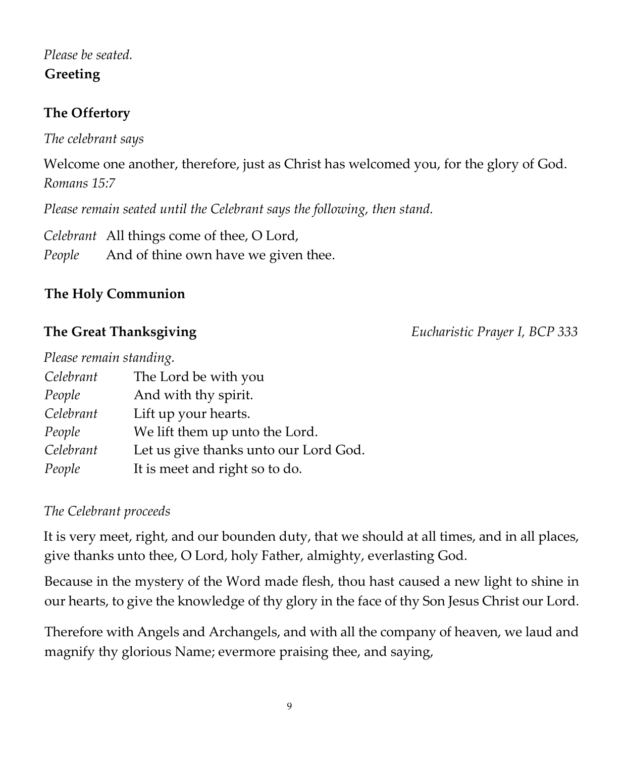*Please be seated.*

**Greeting**

## The Offertory

*The celebrant says*

Welcome one another, therefore, just as Christ has welcomed you, for the glory of God.
*Romans 15:7*

*Please remain seated until the Celebrant says the following, then stand.*

*Celebrant* All things come of thee, O Lord,
*People* And of thine own have we given thee.

## The Holy Communion

**The Great Thanksgiving** *Eucharistic Prayer I, BCP 333*

*Please remain standing.*

*Celebrant* The Lord be with you
*People* And with thy spirit.
*Celebrant* Lift up your hearts.
*People* We lift them up unto the Lord.
*Celebrant* Let us give thanks unto our Lord God.
*People* It is meet and right so to do.

*The Celebrant proceeds*

It is very meet, right, and our bounden duty, that we should at all times, and in all places, give thanks unto thee, O Lord, holy Father, almighty, everlasting God.

Because in the mystery of the Word made flesh, thou hast caused a new light to shine in our hearts, to give the knowledge of thy glory in the face of thy Son Jesus Christ our Lord.

Therefore with Angels and Archangels, and with all the company of heaven, we laud and magnify thy glorious Name; evermore praising thee, and saying,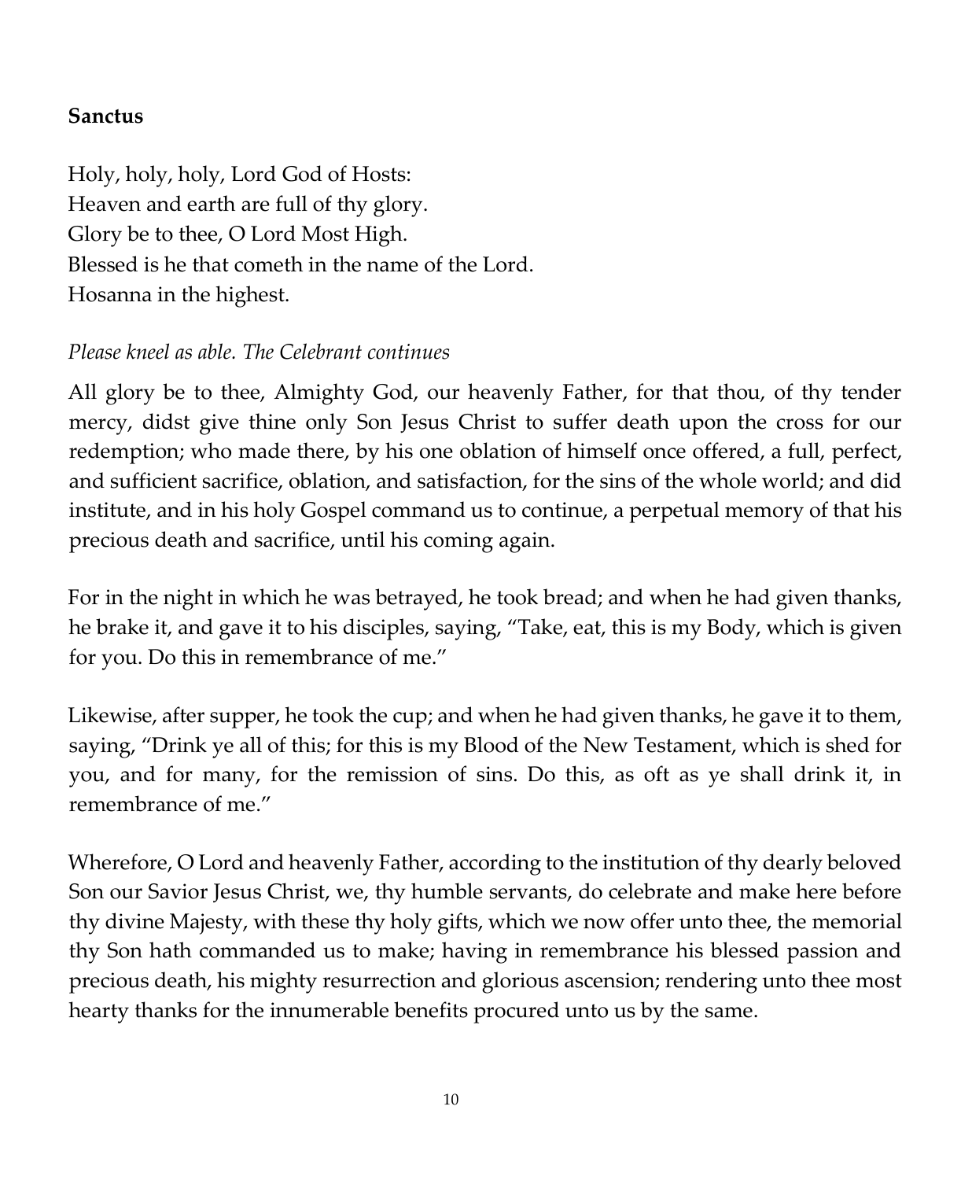**Sanctus**

Holy, holy, holy, Lord God of Hosts:
Heaven and earth are full of thy glory.
Glory be to thee, O Lord Most High.
Blessed is he that cometh in the name of the Lord.
Hosanna in the highest.

*Please kneel as able. The Celebrant continues*

All glory be to thee, Almighty God, our heavenly Father, for that thou, of thy tender mercy, didst give thine only Son Jesus Christ to suffer death upon the cross for our redemption; who made there, by his one oblation of himself once offered, a full, perfect, and sufficient sacrifice, oblation, and satisfaction, for the sins of the whole world; and did institute, and in his holy Gospel command us to continue, a perpetual memory of that his precious death and sacrifice, until his coming again.

For in the night in which he was betrayed, he took bread; and when he had given thanks, he brake it, and gave it to his disciples, saying, "Take, eat, this is my Body, which is given for you. Do this in remembrance of me."

Likewise, after supper, he took the cup; and when he had given thanks, he gave it to them, saying, "Drink ye all of this; for this is my Blood of the New Testament, which is shed for you, and for many, for the remission of sins. Do this, as oft as ye shall drink it, in remembrance of me."

Wherefore, O Lord and heavenly Father, according to the institution of thy dearly beloved Son our Savior Jesus Christ, we, thy humble servants, do celebrate and make here before thy divine Majesty, with these thy holy gifts, which we now offer unto thee, the memorial thy Son hath commanded us to make; having in remembrance his blessed passion and precious death, his mighty resurrection and glorious ascension; rendering unto thee most hearty thanks for the innumerable benefits procured unto us by the same.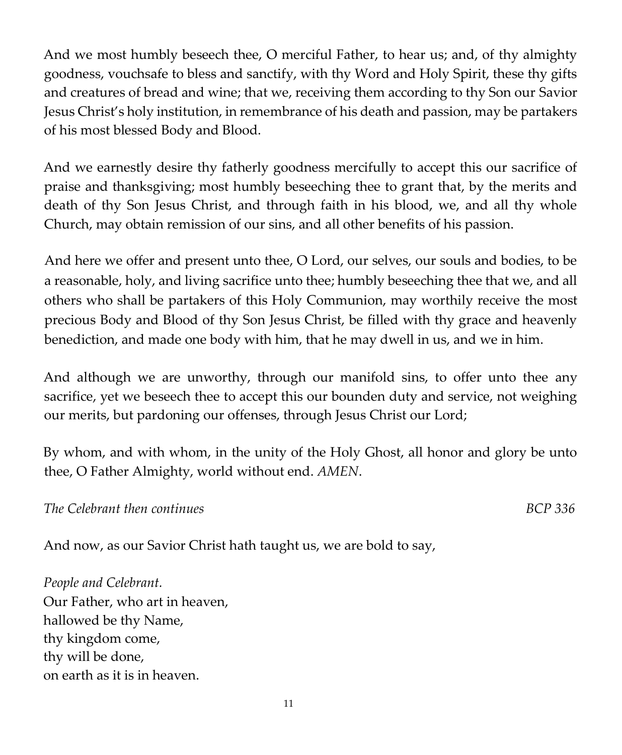And we most humbly beseech thee, O merciful Father, to hear us; and, of thy almighty goodness, vouchsafe to bless and sanctify, with thy Word and Holy Spirit, these thy gifts and creatures of bread and wine; that we, receiving them according to thy Son our Savior Jesus Christ's holy institution, in remembrance of his death and passion, may be partakers of his most blessed Body and Blood.

And we earnestly desire thy fatherly goodness mercifully to accept this our sacrifice of praise and thanksgiving; most humbly beseeching thee to grant that, by the merits and death of thy Son Jesus Christ, and through faith in his blood, we, and all thy whole Church, may obtain remission of our sins, and all other benefits of his passion.

And here we offer and present unto thee, O Lord, our selves, our souls and bodies, to be a reasonable, holy, and living sacrifice unto thee; humbly beseeching thee that we, and all others who shall be partakers of this Holy Communion, may worthily receive the most precious Body and Blood of thy Son Jesus Christ, be filled with thy grace and heavenly benediction, and made one body with him, that he may dwell in us, and we in him.

And although we are unworthy, through our manifold sins, to offer unto thee any sacrifice, yet we beseech thee to accept this our bounden duty and service, not weighing our merits, but pardoning our offenses, through Jesus Christ our Lord;

By whom, and with whom, in the unity of the Holy Ghost, all honor and glory be unto thee, O Father Almighty, world without end. *AMEN*.

*The Celebrant then continues* *BCP 336*

And now, as our Savior Christ hath taught us, we are bold to say,

*People and Celebrant.*
Our Father, who art in heaven,
hallowed be thy Name,
thy kingdom come,
thy will be done,
on earth as it is in heaven.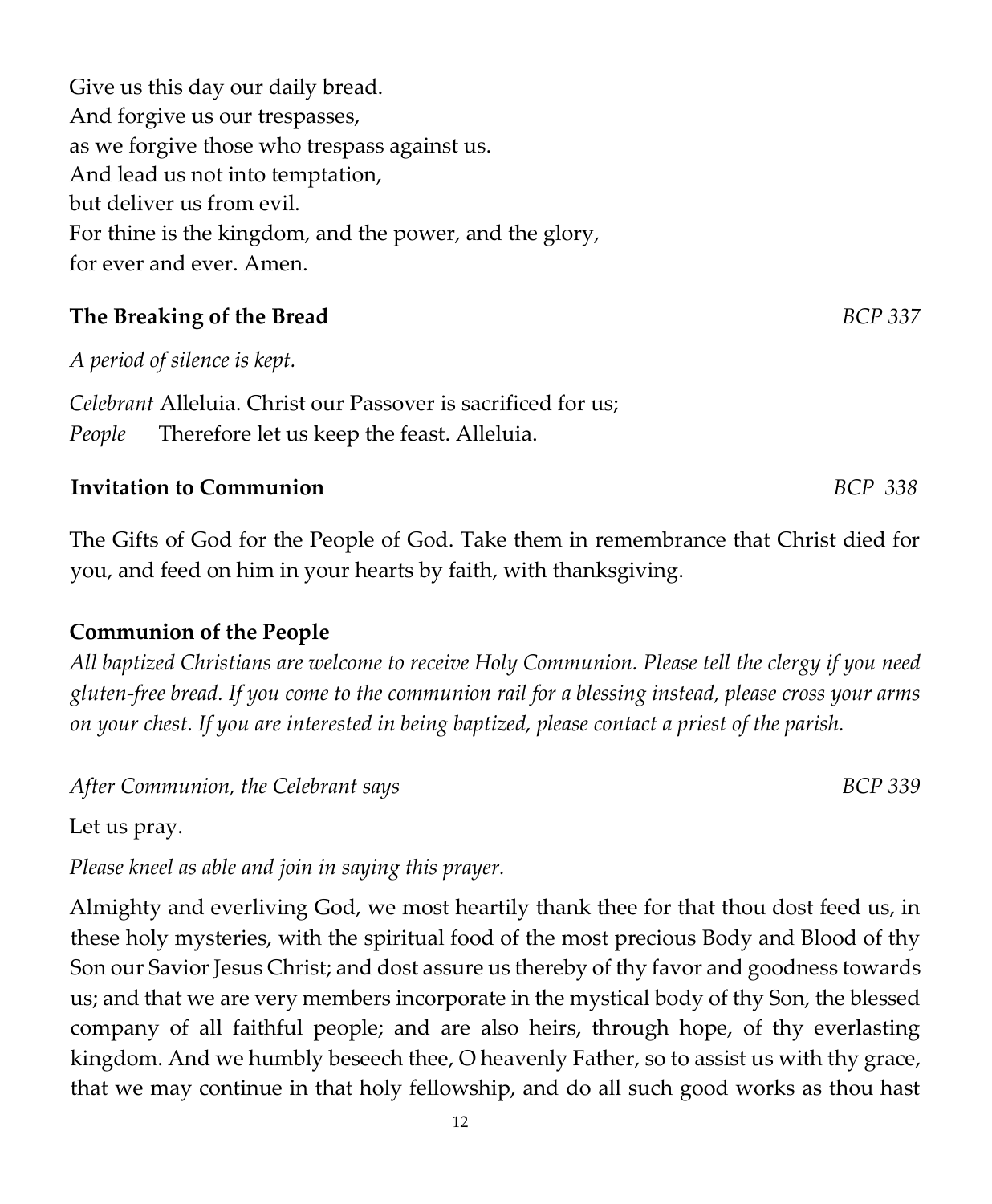Give us this day our daily bread.
And forgive us our trespasses,
as we forgive those who trespass against us.
And lead us not into temptation,
but deliver us from evil.
For thine is the kingdom, and the power, and the glory,
for ever and ever. Amen.

**The Breaking of the Bread** *BCP 337*

*A period of silence is kept.*

*Celebrant* Alleluia. Christ our Passover is sacrificed for us;
*People* Therefore let us keep the feast. Alleluia.

**Invitation to Communion** *BCP 338*

The Gifts of God for the People of God. Take them in remembrance that Christ died for you, and feed on him in your hearts by faith, with thanksgiving.

**Communion of the People**

*All baptized Christians are welcome to receive Holy Communion. Please tell the clergy if you need gluten-free bread. If you come to the communion rail for a blessing instead, please cross your arms on your chest. If you are interested in being baptized, please contact a priest of the parish.*

*After Communion, the Celebrant says* *BCP 339*

Let us pray.

*Please kneel as able and join in saying this prayer.*

Almighty and everliving God, we most heartily thank thee for that thou dost feed us, in these holy mysteries, with the spiritual food of the most precious Body and Blood of thy Son our Savior Jesus Christ; and dost assure us thereby of thy favor and goodness towards us; and that we are very members incorporate in the mystical body of thy Son, the blessed company of all faithful people; and are also heirs, through hope, of thy everlasting kingdom. And we humbly beseech thee, O heavenly Father, so to assist us with thy grace, that we may continue in that holy fellowship, and do all such good works as thou hast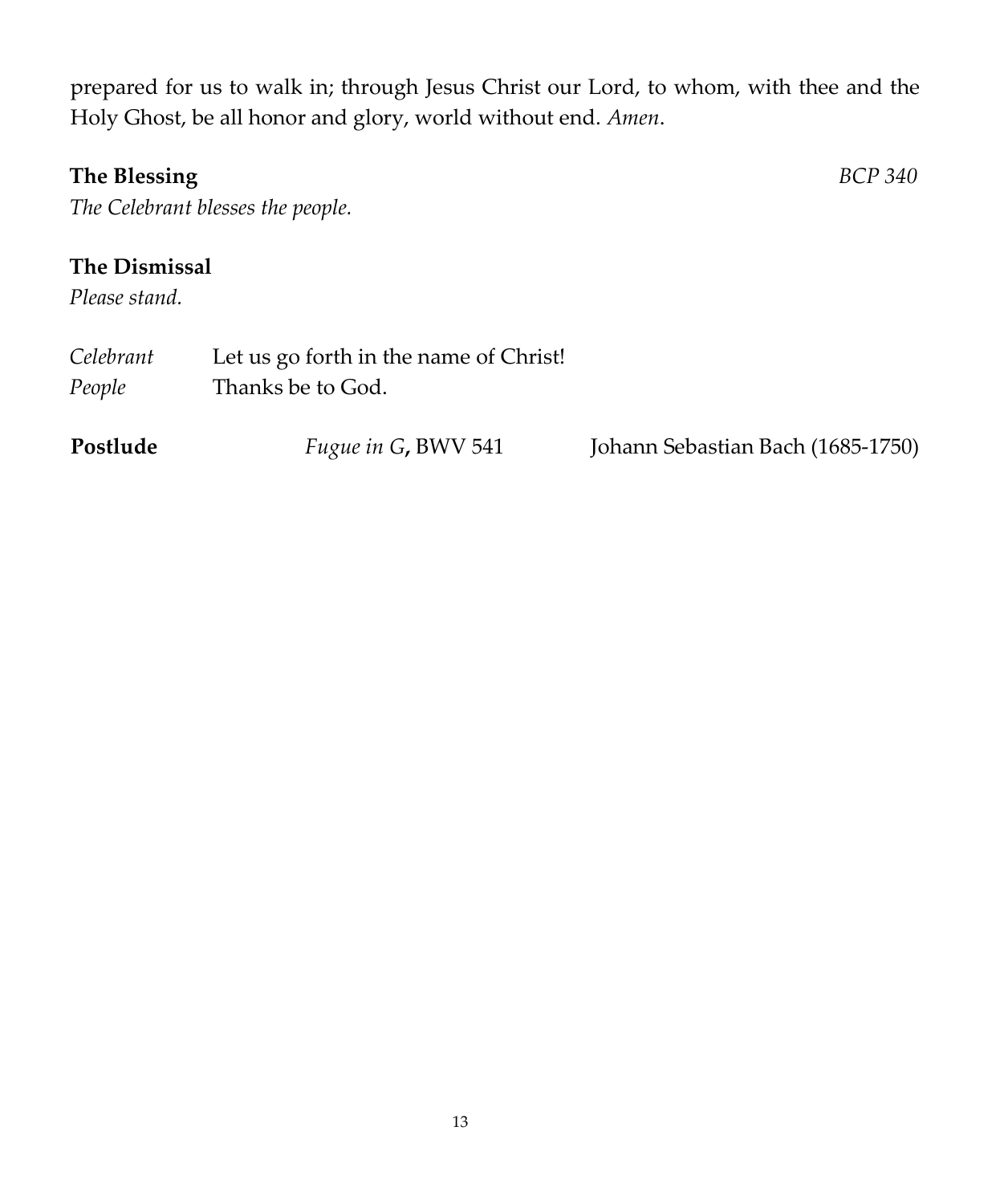prepared for us to walk in; through Jesus Christ our Lord, to whom, with thee and the Holy Ghost, be all honor and glory, world without end. *Amen*.

**The Blessing** *BCP 340*

*The Celebrant blesses the people.*

**The Dismissal**

*Please stand.*

*Celebrant* Let us go forth in the name of Christ!
*People* Thanks be to God.

**Postlude** *Fugue in G***,** BWV 541 Johann Sebastian Bach (1685-1750)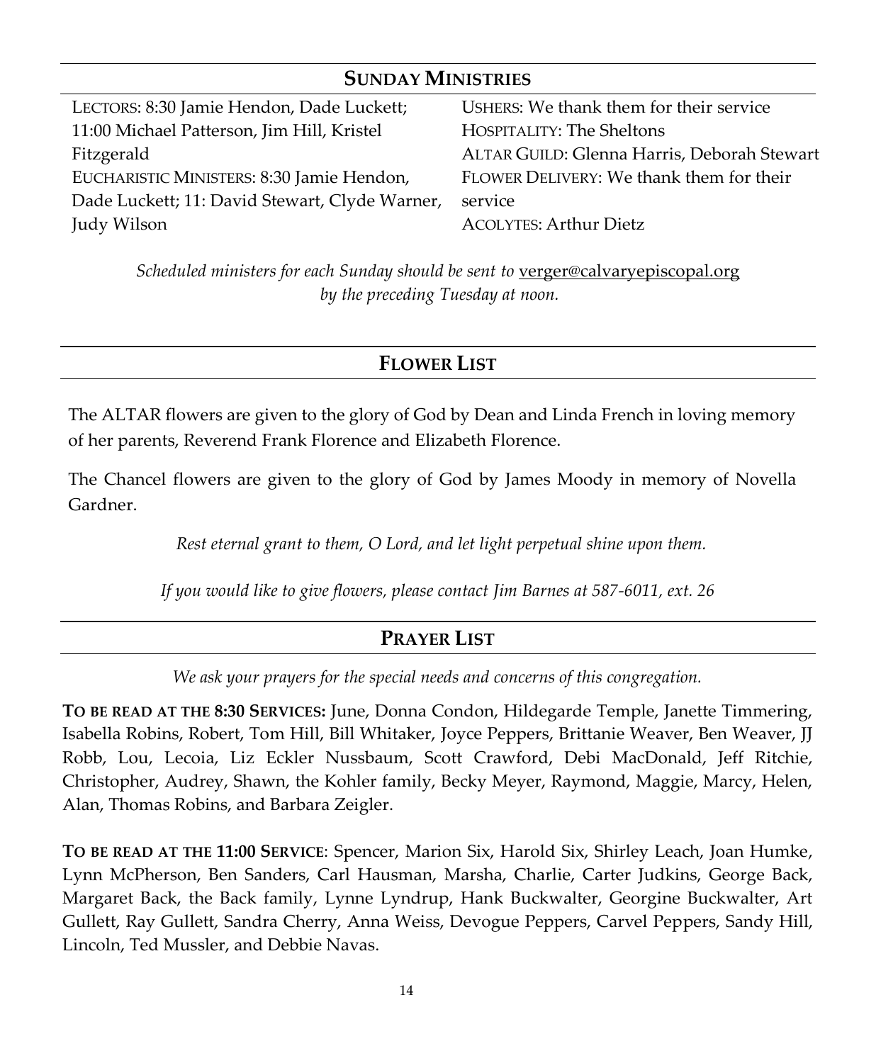## SUNDAY MINISTRIES

LECTORS: 8:30 Jamie Hendon, Dade Luckett; 11:00 Michael Patterson, Jim Hill, Kristel Fitzgerald
EUCHARISTIC MINISTERS: 8:30 Jamie Hendon, Dade Luckett; 11: David Stewart, Clyde Warner, Judy Wilson

USHERS: We thank them for their service
HOSPITALITY: The Sheltons
ALTAR GUILD: Glenna Harris, Deborah Stewart
FLOWER DELIVERY: We thank them for their service
ACOLYTES: Arthur Dietz

*Scheduled ministers for each Sunday should be sent to* verger@calvaryepiscopal.org *by the preceding Tuesday at noon.*

## FLOWER LIST

The ALTAR flowers are given to the glory of God by Dean and Linda French in loving memory of her parents, Reverend Frank Florence and Elizabeth Florence.

The Chancel flowers are given to the glory of God by James Moody in memory of Novella Gardner.

*Rest eternal grant to them, O Lord, and let light perpetual shine upon them.*

*If you would like to give flowers, please contact Jim Barnes at 587-6011, ext. 26*

## PRAYER LIST

*We ask your prayers for the special needs and concerns of this congregation.*

**TO BE READ AT THE 8:30 SERVICES:** June, Donna Condon, Hildegarde Temple, Janette Timmering, Isabella Robins, Robert, Tom Hill, Bill Whitaker, Joyce Peppers, Brittanie Weaver, Ben Weaver, JJ Robb, Lou, Lecoia, Liz Eckler Nussbaum, Scott Crawford, Debi MacDonald, Jeff Ritchie, Christopher, Audrey, Shawn, the Kohler family, Becky Meyer, Raymond, Maggie, Marcy, Helen, Alan, Thomas Robins, and Barbara Zeigler.

**TO BE READ AT THE 11:00 SERVICE**: Spencer, Marion Six, Harold Six, Shirley Leach, Joan Humke, Lynn McPherson, Ben Sanders, Carl Hausman, Marsha, Charlie, Carter Judkins, George Back, Margaret Back, the Back family, Lynne Lyndrup, Hank Buckwalter, Georgine Buckwalter, Art Gullett, Ray Gullett, Sandra Cherry, Anna Weiss, Devogue Peppers, Carvel Peppers, Sandy Hill, Lincoln, Ted Mussler, and Debbie Navas.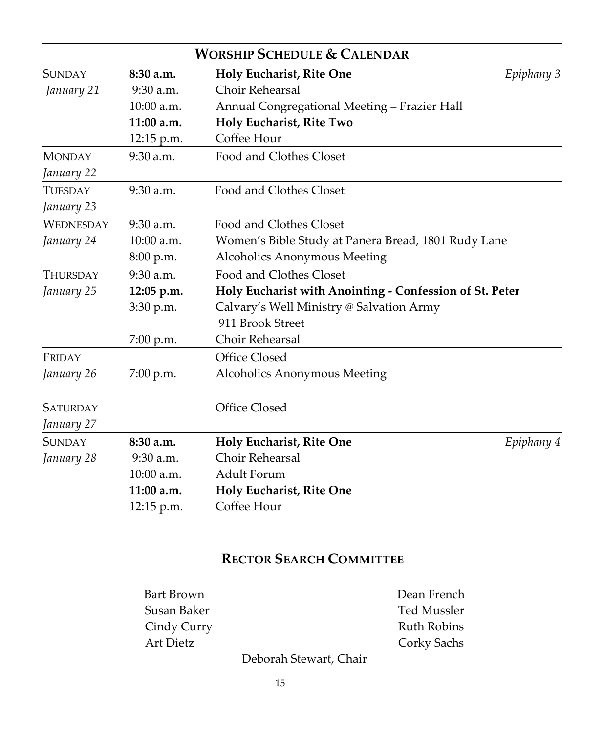## Worship Schedule & Calendar

| Day | Time | Event | |
|---|---|---|---|
| SUNDAY *January 21* | **8:30 a.m.** | **Holy Eucharist, Rite One** | *Epiphany 3* |
| | 9:30 a.m. | Choir Rehearsal | |
| | 10:00 a.m. | Annual Congregational Meeting – Frazier Hall | |
| | **11:00 a.m.** | **Holy Eucharist, Rite Two** | |
| | 12:15 p.m. | Coffee Hour | |
| MONDAY *January 22* | 9:30 a.m. | Food and Clothes Closet | |
| TUESDAY *January 23* | 9:30 a.m. | Food and Clothes Closet | |
| WEDNESDAY *January 24* | 9:30 a.m. | Food and Clothes Closet | |
| | 10:00 a.m. | Women's Bible Study at Panera Bread, 1801 Rudy Lane | |
| | 8:00 p.m. | Alcoholics Anonymous Meeting | |
| THURSDAY *January 25* | 9:30 a.m. | Food and Clothes Closet | |
| | **12:05 p.m.** | **Holy Eucharist with Anointing - Confession of St. Peter** | |
| | 3:30 p.m. | Calvary's Well Ministry @ Salvation Army 911 Brook Street | |
| | 7:00 p.m. | Choir Rehearsal | |
| FRIDAY *January 26* | | Office Closed | |
| | 7:00 p.m. | Alcoholics Anonymous Meeting | |
| SATURDAY *January 27* | | Office Closed | |
| SUNDAY *January 28* | **8:30 a.m.** | **Holy Eucharist, Rite One** | *Epiphany 4* |
| | 9:30 a.m. | Choir Rehearsal | |
| | 10:00 a.m. | Adult Forum | |
| | **11:00 a.m.** | **Holy Eucharist, Rite One** | |
| | 12:15 p.m. | Coffee Hour | |

## Rector Search Committee

Bart Brown
Susan Baker
Cindy Curry
Art Dietz
Dean French
Ted Mussler
Ruth Robins
Corky Sachs

Deborah Stewart, Chair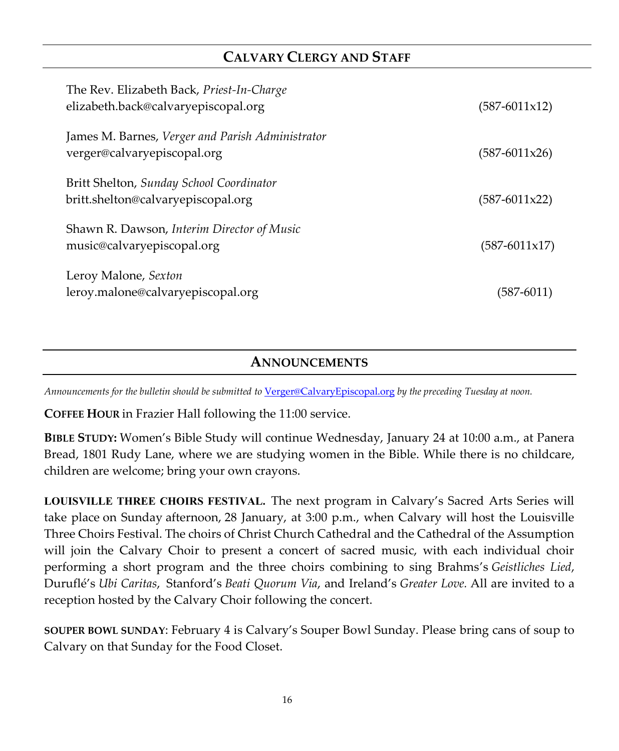## Calvary Clergy and Staff

The Rev. Elizabeth Back, *Priest-In-Charge*
elizabeth.back@calvaryepiscopal.org (587-6011x12)

James M. Barnes, *Verger and Parish Administrator*
verger@calvaryepiscopal.org (587-6011x26)

Britt Shelton, *Sunday School Coordinator*
britt.shelton@calvaryepiscopal.org (587-6011x22)

Shawn R. Dawson, *Interim Director of Music*
music@calvaryepiscopal.org (587-6011x17)

Leroy Malone, *Sexton*
leroy.malone@calvaryepiscopal.org (587-6011)

## Announcements

*Announcements for the bulletin should be submitted to* [Verger@CalvaryEpiscopal.org](mailto:Verger@CalvaryEpiscopal.org) *by the preceding Tuesday at noon.*

**Coffee Hour** in Frazier Hall following the 11:00 service.

**Bible Study:** Women's Bible Study will continue Wednesday, January 24 at 10:00 a.m., at Panera Bread, 1801 Rudy Lane, where we are studying women in the Bible. While there is no childcare, children are welcome; bring your own crayons.

**Louisville Three Choirs Festival.** The next program in Calvary's Sacred Arts Series will take place on Sunday afternoon, 28 January, at 3:00 p.m., when Calvary will host the Louisville Three Choirs Festival. The choirs of Christ Church Cathedral and the Cathedral of the Assumption will join the Calvary Choir to present a concert of sacred music, with each individual choir performing a short program and the three choirs combining to sing Brahms's *Geistliches Lied*, Duruflé's *Ubi Caritas*, Stanford's *Beati Quorum Via*, and Ireland's *Greater Love.* All are invited to a reception hosted by the Calvary Choir following the concert.

**Souper Bowl Sunday**: February 4 is Calvary's Souper Bowl Sunday. Please bring cans of soup to Calvary on that Sunday for the Food Closet.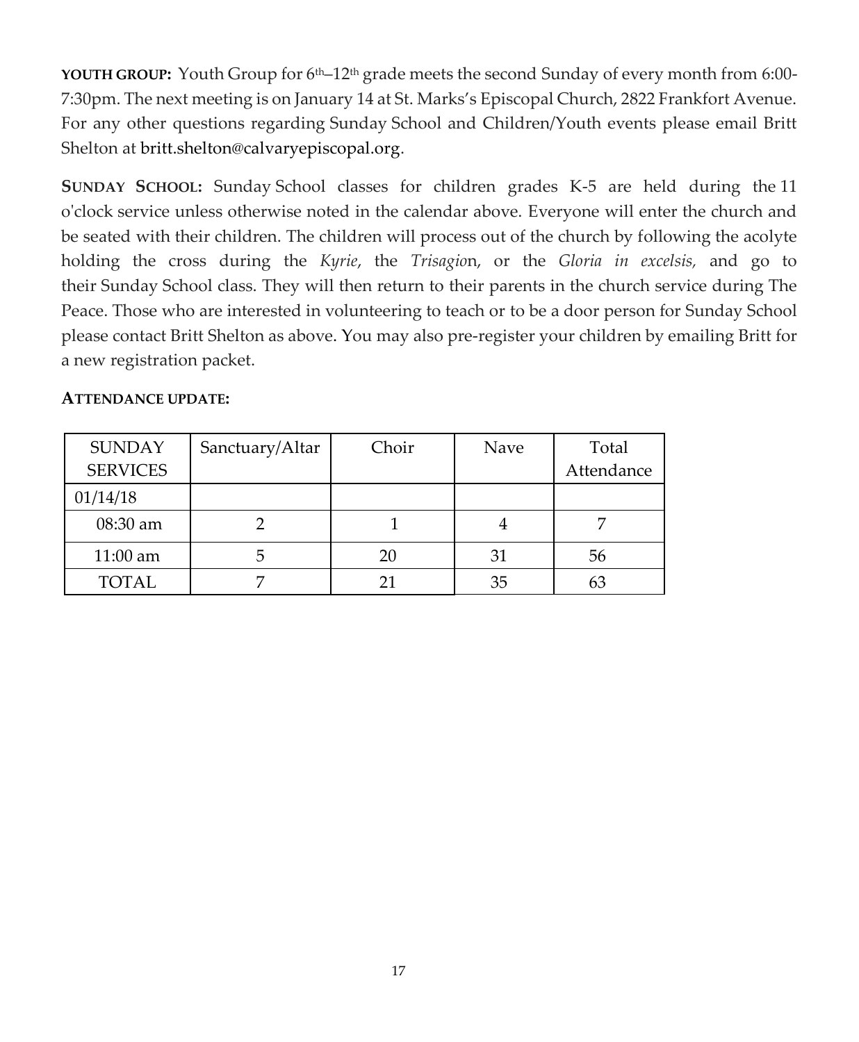**YOUTH GROUP:** Youth Group for 6th–12th grade meets the second Sunday of every month from 6:00-7:30pm. The next meeting is on January 14 at St. Marks's Episcopal Church, 2822 Frankfort Avenue. For any other questions regarding Sunday School and Children/Youth events please email Britt Shelton at britt.shelton@calvaryepiscopal.org.

**SUNDAY SCHOOL:** Sunday School classes for children grades K-5 are held during the 11 o'clock service unless otherwise noted in the calendar above. Everyone will enter the church and be seated with their children. The children will process out of the church by following the acolyte holding the cross during the *Kyrie*, the *Trisagion*, or the *Gloria in excelsis,* and go to their Sunday School class. They will then return to their parents in the church service during The Peace. Those who are interested in volunteering to teach or to be a door person for Sunday School please contact Britt Shelton as above. You may also pre-register your children by emailing Britt for a new registration packet.

**ATTENDANCE UPDATE:**

| SUNDAY SERVICES | Sanctuary/Altar | Choir | Nave | Total Attendance |
|---|---|---|---|---|
| 01/14/18 | | | | |
| 08:30 am | 2 | 1 | 4 | 7 |
| 11:00 am | 5 | 20 | 31 | 56 |
| TOTAL | 7 | 21 | 35 | 63 |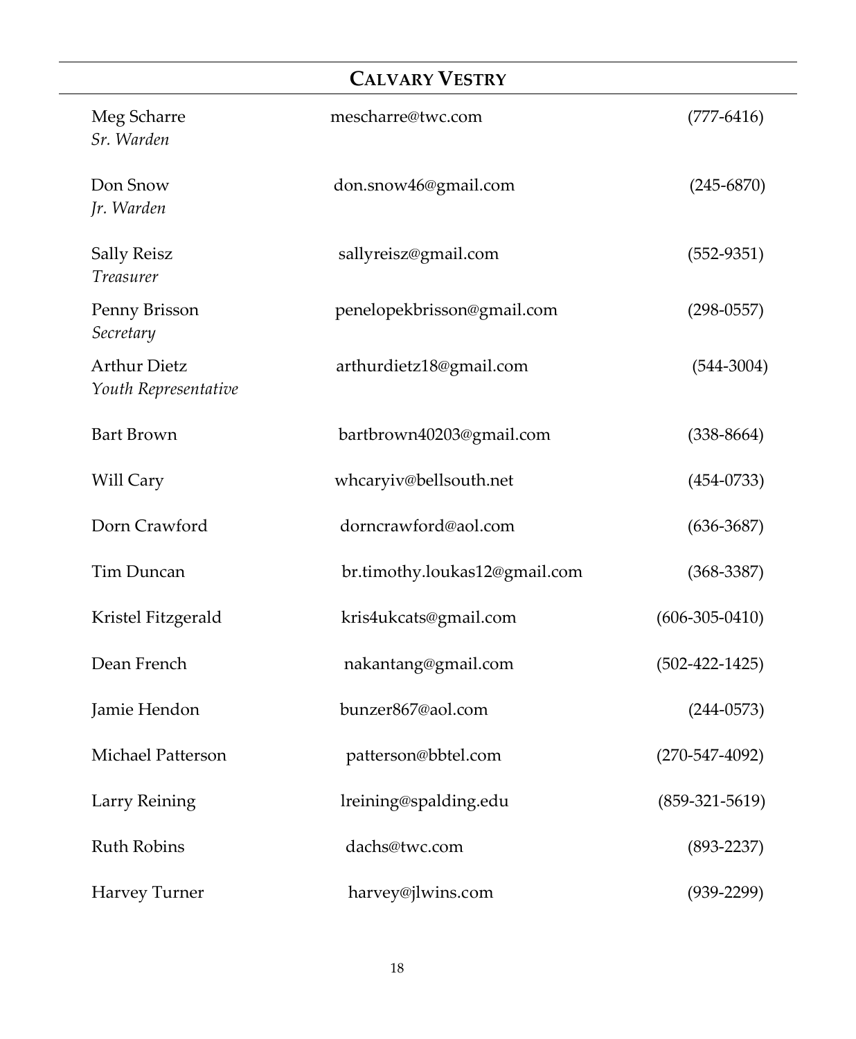## CALVARY VESTRY

| | | |
|---|---|---|
| Meg Scharre<br>*Sr. Warden* | mescharre@twc.com | (777-6416) |
| Don Snow<br>*Jr. Warden* | don.snow46@gmail.com | (245-6870) |
| Sally Reisz<br>*Treasurer* | sallyreisz@gmail.com | (552-9351) |
| Penny Brisson<br>*Secretary* | penelopekbrisson@gmail.com | (298-0557) |
| Arthur Dietz<br>*Youth Representative* | arthurdietz18@gmail.com | (544-3004) |
| Bart Brown | bartbrown40203@gmail.com | (338-8664) |
| Will Cary | whcaryiv@bellsouth.net | (454-0733) |
| Dorn Crawford | dorncrawford@aol.com | (636-3687) |
| Tim Duncan | br.timothy.loukas12@gmail.com | (368-3387) |
| Kristel Fitzgerald | kris4ukcats@gmail.com | (606-305-0410) |
| Dean French | nakantang@gmail.com | (502-422-1425) |
| Jamie Hendon | bunzer867@aol.com | (244-0573) |
| Michael Patterson | patterson@bbtel.com | (270-547-4092) |
| Larry Reining | lreining@spalding.edu | (859-321-5619) |
| Ruth Robins | dachs@twc.com | (893-2237) |
| Harvey Turner | harvey@jlwins.com | (939-2299) |